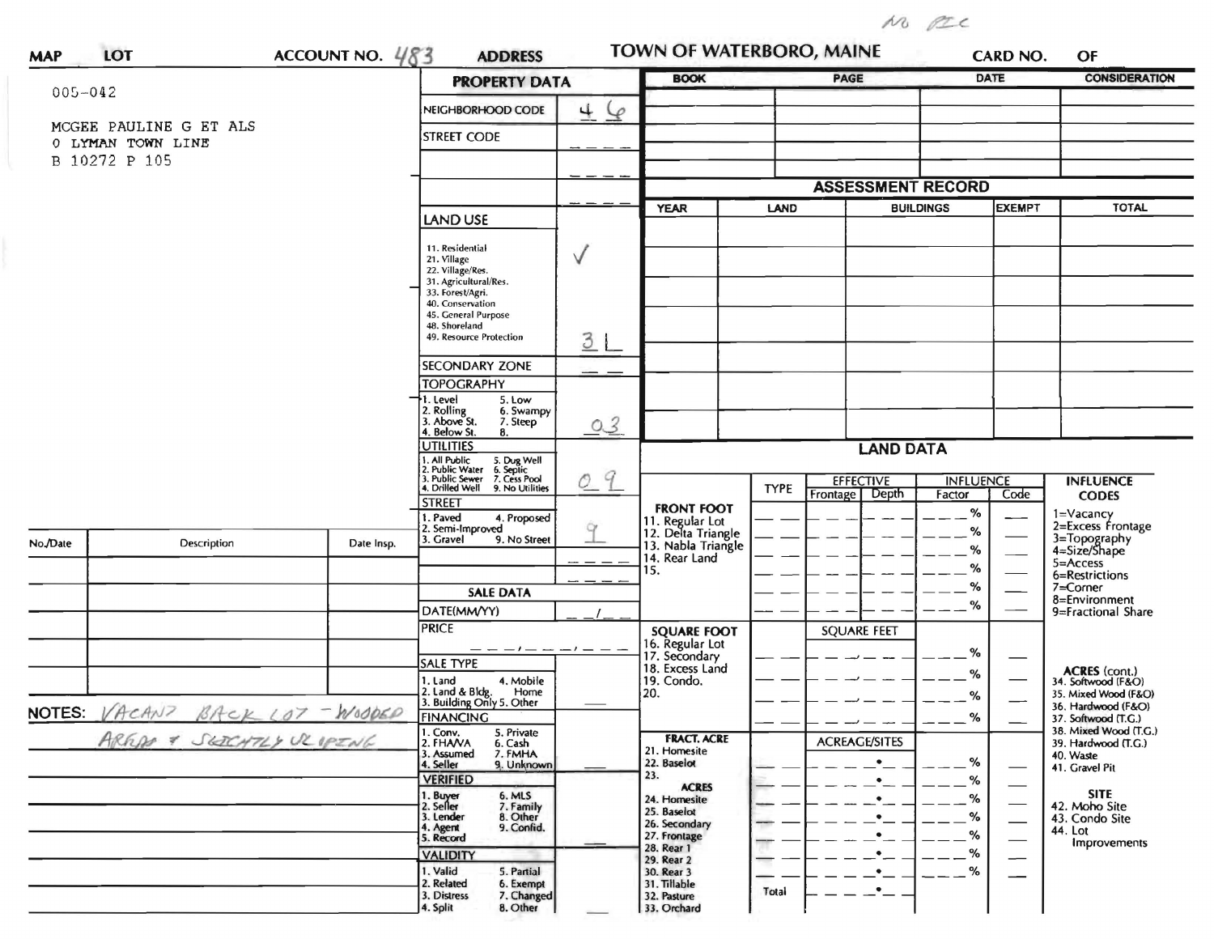NO PIC

**MAP** **LOT** **ACCOUNT NO.** 483 **ADDRESS** **TOWN OF WATERBORO, MAINE** **CARD NO.** **OF**

005-042

MCGEE PAULINE G ET ALS
0 LYMAN TOWN LINE
B 10272 P 105

## PROPERTY DATA

| | |
|---|---|
| NEIGHBORHOOD CODE | 4 6 |
| STREET CODE | |
| | |
| | |
| LAND USE<br>11. Residential<br>21. Village<br>22. Village/Res.<br>31. Agricultural/Res.<br>33. Forest/Agri.<br>40. Conservation<br>45. General Purpose<br>48. Shoreland<br>49. Resource Protection | ✓<br>3 L |
| SECONDARY ZONE | |
| TOPOGRAPHY<br>1. Level 5. Low<br>2. Rolling 6. Swampy<br>3. Above St. 7. Steep<br>4. Below St. 8. | 0 3 |
| UTILITIES<br>1. All Public 5. Dug Well<br>2. Public Water 6. Septic<br>3. Public Sewer 7. Cess Pool<br>4. Drilled Well 9. No Utilities | 0 9 |
| STREET<br>1. Paved 4. Proposed<br>2. Semi-Improved<br>3. Gravel 9. No Street | 9 |

## SALE DATA

| | |
|---|---|
| DATE(MM/YY) | / |
| PRICE | — — —/— — —/— — — |
| SALE TYPE<br>1. Land 4. Mobile Home<br>2. Land & Bldg. 5. Other<br>3. Building Only | |
| FINANCING<br>1. Conv. 5. Private<br>2. FHA/VA 6. Cash<br>3. Assumed 7. FMHA<br>4. Seller 9. Unknown | |
| VERIFIED<br>1. Buyer 6. MLS<br>2. Seller 7. Family<br>3. Lender 8. Other<br>4. Agent 9. Confid.<br>5. Record | |
| VALIDITY<br>1. Valid 5. Partial<br>2. Related 6. Exempt<br>3. Distress 7. Changed<br>4. Split 8. Other | |

| BOOK | PAGE | DATE | CONSIDERATION |
|---|---|---|---|
| | | | |
| | | | |
| | | | |
| | | | |
| | | | |

## ASSESSMENT RECORD

| YEAR | LAND | BUILDINGS | EXEMPT | TOTAL |
|---|---|---|---|---|
| | | | | |
| | | | | |
| | | | | |
| | | | | |
| | | | | |
| | | | | |

## LAND DATA

| | TYPE | EFFECTIVE Frontage | EFFECTIVE Depth | INFLUENCE Factor | INFLUENCE Code | INFLUENCE CODES |
|---|---|---|---|---|---|---|
| FRONT FOOT<br>11. Regular Lot<br>12. Delta Triangle<br>13. Nabla Triangle<br>14. Rear Land<br>15. | | | | % | | 1=Vacancy<br>2=Excess Frontage<br>3=Topography<br>4=Size/Shape<br>5=Access<br>6=Restrictions<br>7=Corner<br>8=Environment<br>9=Fractional Share |
| SQUARE FOOT<br>16. Regular Lot<br>17. Secondary<br>18. Excess Land<br>19. Condo.<br>20. | | SQUARE FEET | | % | | ACRES (cont.)<br>34. Softwood (F&O)<br>35. Mixed Wood (F&O)<br>36. Hardwood (F&O)<br>37. Softwood (T.G.)<br>38. Mixed Wood (T.G.)<br>39. Hardwood (T.G.)<br>40. Waste<br>41. Gravel Pit |
| FRACT. ACRE<br>21. Homesite<br>22. Baselot<br>23.<br>ACRES<br>24. Homesite<br>25. Baselot<br>26. Secondary<br>27. Frontage<br>28. Rear 1<br>29. Rear 2<br>30. Rear 3<br>31. Tillable<br>32. Pasture<br>33. Orchard | Total | ACREAGE/SITES | | % | | SITE<br>42. Moho Site<br>43. Condo Site<br>44. Lot Improvements |

| No./Date | Description | Date Insp. |
|---|---|---|
| | | |
| | | |
| | | |
| | | |
| | | |

NOTES: VACANT BACK LOT - WOODED AREA & SLIGHTLY SLOPING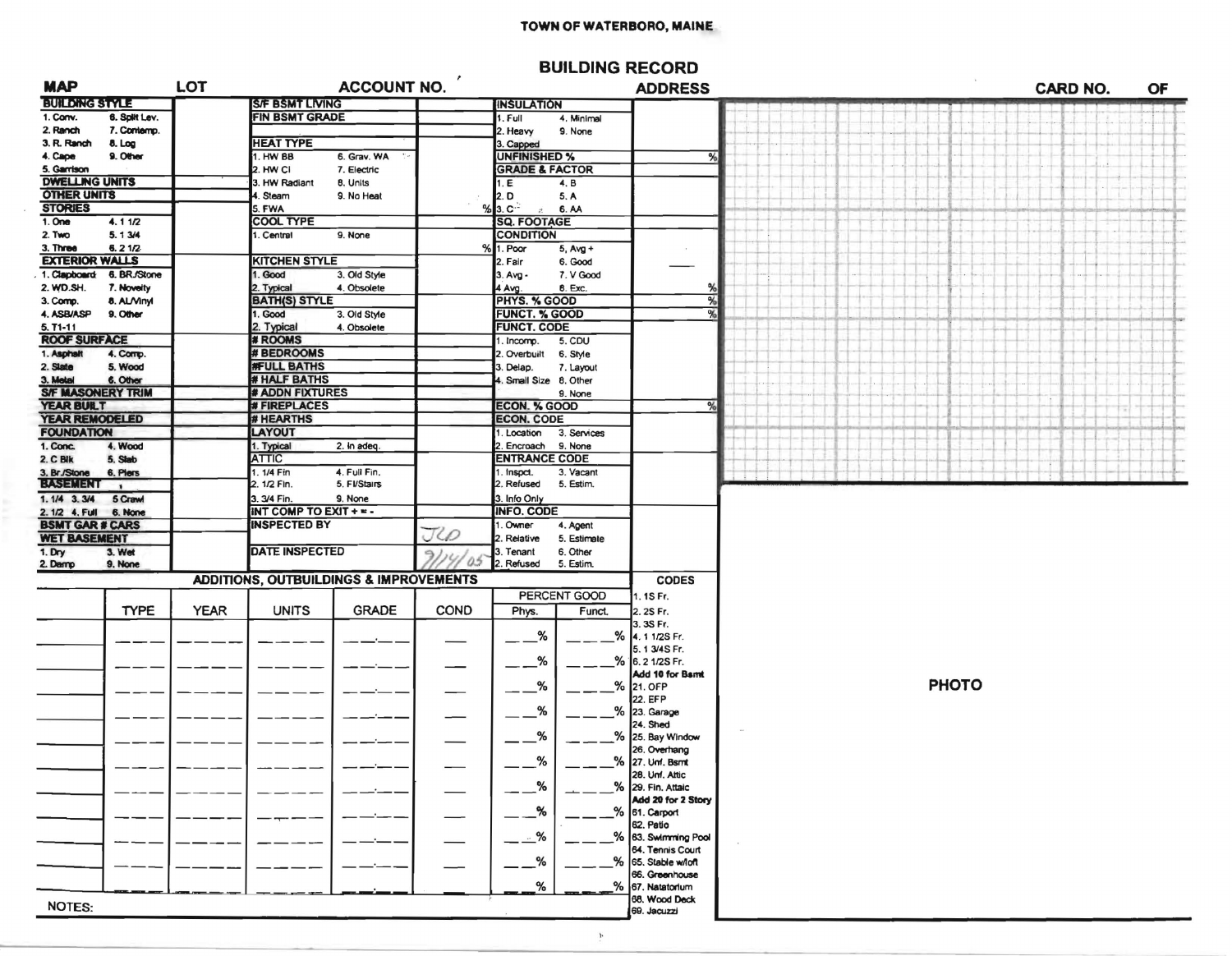**TOWN OF WATERBORO, MAINE**

## BUILDING RECORD

**MAP** | **LOT** | **ACCOUNT NO.** | **ADDRESS** | **CARD NO.** | **OF**

| | | | | | |
|---|---|---|---|---|---|
| **BUILDING STYLE** | | **S/F BSMT LIVING** | | **INSULATION** | |
| 1. Conv. 6. Split Lev. 2. Ranch 7. Contemp. 3. R. Ranch 8. Log 4. Cape 9. Other 5. Garrison | | **FIN BSMT GRADE** | | 1. Full 4. Minimal 2. Heavy 9. None 3. Capped | |
| **DWELLING UNITS** | | **HEAT TYPE** | | **UNFINISHED %** | % |
| **OTHER UNITS** | | 1. HW BB 6. Grav. WA 2. HW CI 7. Electric 3. HW Radiant 8. Units 4. Steam 9. No Heat 5. FWA | % | **GRADE & FACTOR** | |
| **STORIES** | | | | 1. E 4. B 2. D 5. A 3. C 6. AA | |
| 1. One 4. 1 1/2 2. Two 5. 1 3/4 3. Three 6. 2 1/2 | | **COOL TYPE** | | **SQ. FOOTAGE** | |
| | | 1. Central 9. None | % | **CONDITION** | |
| **EXTERIOR WALLS** | | **KITCHEN STYLE** | | 1. Poor 5. Avg + 2. Fair 6. Good 3. Avg - 7. V Good 4 Avg. 8. Exc. | |
| 1. Clapboard 6. BR./Stone 2. WD.SH. 7. Novelty 3. Comp. 8. AL/Vinyl 4. ASB/ASP 9. Other 5. T1-11 | | 1. Good 3. Old Style 2. Typical 4. Obsolete | | **PHYS. % GOOD** | % |
| | | **BATH(S) STYLE** | | **FUNCT. % GOOD** | % |
| | | 1. Good 3. Old Style 2. Typical 4. Obsolete | | **FUNCT. CODE** | |
| **ROOF SURFACE** | | **# ROOMS** | | 1. Incomp. 5. CDU 2. Overbuilt 6. Style 3. Delap. 7. Layout 4. Small Size 8. Other 9. None | |
| 1. Asphalt 4. Comp. 2. Slate 5. Wood 3. Metal 6. Other | | **# BEDROOMS** | | | |
| | | **#FULL BATHS** | | | |
| | | **# HALF BATHS** | | | |
| **S/F MASONERY TRIM** | | **# ADDN FIXTURES** | | | |
| **YEAR BUILT** | | **# FIREPLACES** | | **ECON. % GOOD** | % |
| **YEAR REMODELED** | | **# HEARTHS** | | **ECON. CODE** | |
| **FOUNDATION** | | **LAYOUT** | | 1. Location 3. Services 2. Encroach 9. None | |
| 1. Conc. 4. Wood 2. C Blk 5. Slab 3. Br./Stone 6. Piers | | 1. Typical 2. In adeq. | | **ENTRANCE CODE** | |
| | | **ATTIC** | | 1. Inspct. 3. Vacant 2. Refused 5. Estim. 3. Info Only | |
| **BASEMENT** | | 1. 1/4 Fin 4. Full Fin. 2. 1/2 Fin. 5. Fl/Stairs 3. 3/4 Fin. 9. None | | | |
| 1. 1/4 3. 3/4 5 Crawl 2. 1/2 4. Full 6. None | | **INT COMP TO EXIT + = -** | | **INFO. CODE** | |
| **BSMT GAR # CARS** | | **INSPECTED BY** | JLD | 1. Owner 4. Agent 2. Relative 5. Estimate 3. Tenant 6. Other 2. Refused 5. Estim. | |
| **WET BASEMENT** | | | | | |
| 1. Dry 3. Wet 2. Damp 9. None | | **DATE INSPECTED** | 9/14/05 | | |

### ADDITIONS, OUTBUILDINGS & IMPROVEMENTS

| | TYPE | YEAR | UNITS | GRADE | COND | PERCENT GOOD Phys. | PERCENT GOOD Funct. |
|---|---|---|---|---|---|---|---|
| | | | | | | % | % |
| | | | | | | % | % |
| | | | | | | % | % |
| | | | | | | % | % |
| | | | | | | % | % |
| | | | | | | % | % |
| | | | | | | % | % |
| | | | | | | % | % |
| | | | | | | % | % |
| | | | | | | % | % |
| | | | | | | % | % |

**CODES**

1. 1S Fr.
2. 2S Fr.
3. 3S Fr.
4. 1 1/2S Fr.
5. 1 3/4S Fr.
6. 2 1/2S Fr.

**Add 10 for Bsmt**

21. OFP
22. EFP
23. Garage
24. Shed
25. Bay Window
26. Overhang
27. Unf. Bsmt
28. Unf. Attic
29. Fin. Attaic

**Add 20 for 2 Story**

61. Carport
62. Patio
63. Swimming Pool
64. Tennis Court
65. Stable w/loft
66. Greenhouse
67. Natatorium
68. Wood Deck
69. Jacuzzi

NOTES:

PHOTO